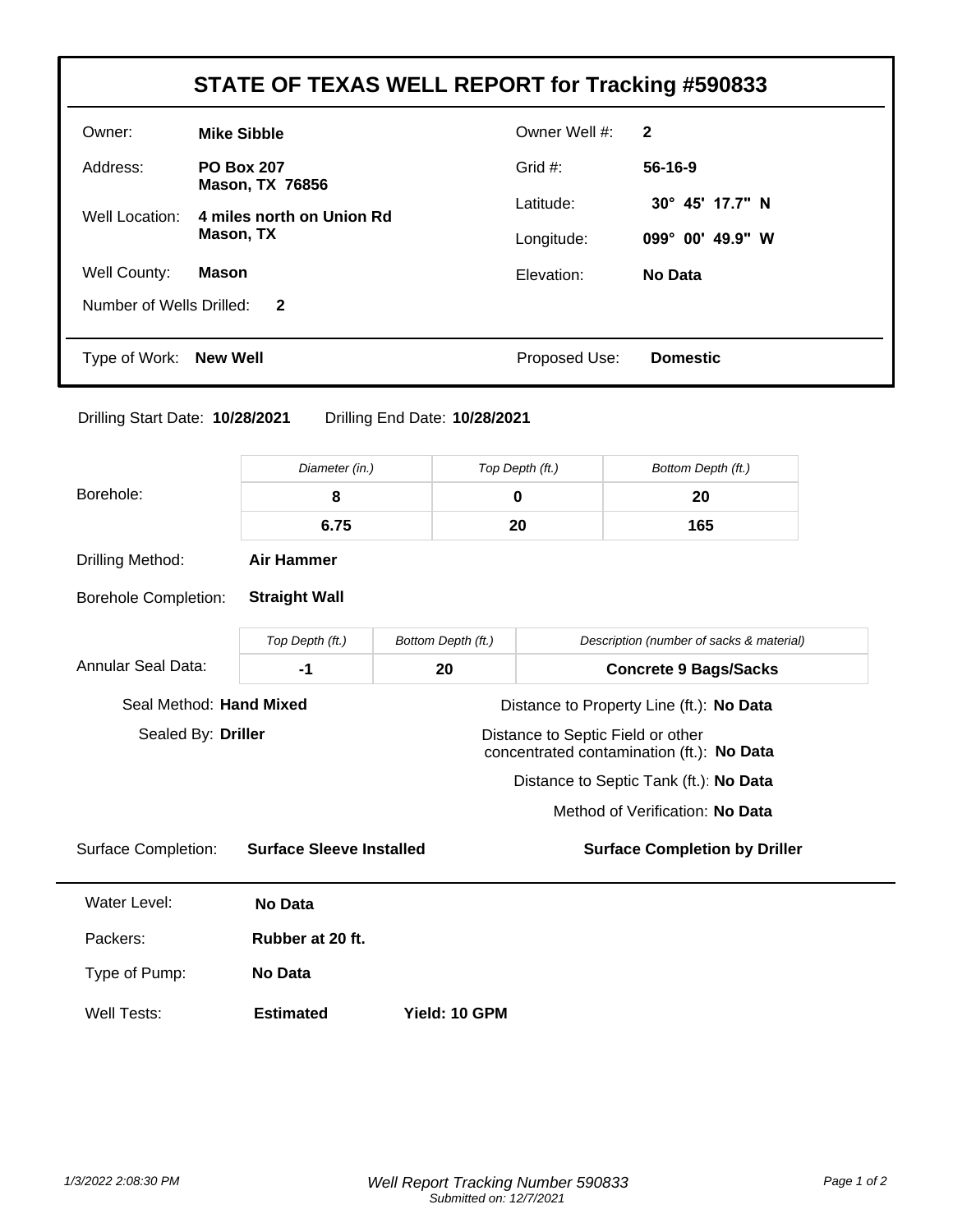# STATE OF TEXAS WELL REPORT for Tracking #590833

| | | | |
|---|---|---|---|
| Owner: | **Mike Sibble** | Owner Well #: | **2** |
| Address: | **PO Box 207 Mason, TX 76856** | Grid #: | **56-16-9** |
| Well Location: | **4 miles north on Union Rd Mason, TX** | Latitude: | **30° 45' 17.7" N** |
| | | Longitude: | **099° 00' 49.9" W** |
| Well County: | **Mason** | Elevation: | **No Data** |
| Number of Wells Drilled: | **2** | | |

Type of Work: **New Well**

Proposed Use: **Domestic**

Drilling Start Date: **10/28/2021**

Drilling End Date: **10/28/2021**

**Borehole:**

| Diameter (in.) | Top Depth (ft.) | Bottom Depth (ft.) |
|---|---|---|
| **8** | **0** | **20** |
| **6.75** | **20** | **165** |

Drilling Method: **Air Hammer**

Borehole Completion: **Straight Wall**

**Annular Seal Data:**

| Top Depth (ft.) | Bottom Depth (ft.) | Description (number of sacks & material) |
|---|---|---|
| **-1** | **20** | **Concrete 9 Bags/Sacks** |

Seal Method: **Hand Mixed**

Sealed By: **Driller**

Distance to Property Line (ft.): **No Data**

Distance to Septic Field or other concentrated contamination (ft.): **No Data**

Distance to Septic Tank (ft.): **No Data**

Method of Verification: **No Data**

Surface Completion: **Surface Sleeve Installed**

**Surface Completion by Driller**

---

Water Level: **No Data**

Packers: **Rubber at 20 ft.**

Type of Pump: **No Data**

Well Tests: **Estimated** **Yield: 10 GPM**

Submitted on: 12/7/2021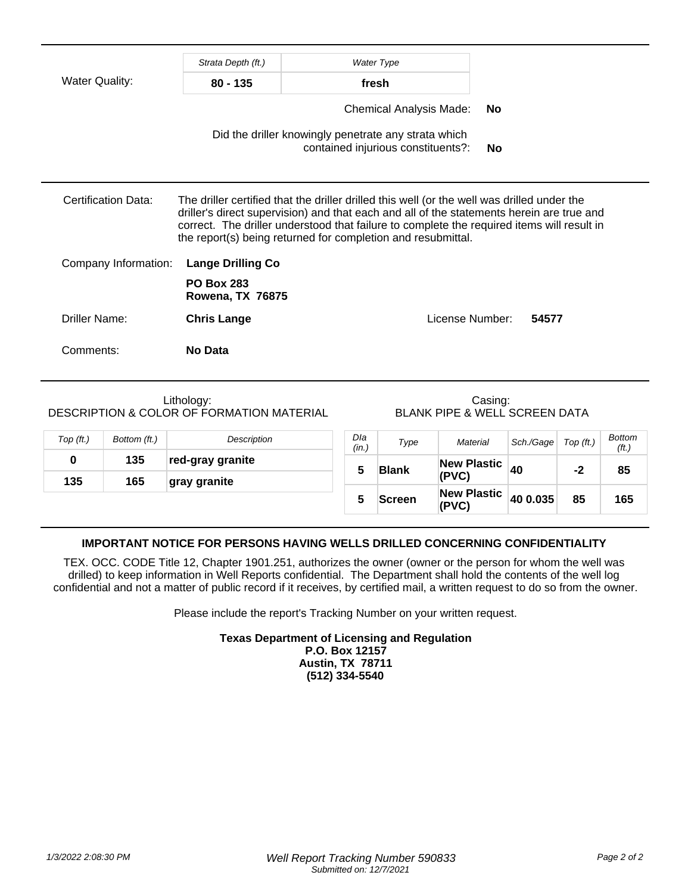Water Quality:

| Strata Depth (ft.) | Water Type |
|---|---|
| 80 - 135 | fresh |

Chemical Analysis Made: **No**

Did the driller knowingly penetrate any strata which contained injurious constituents?: **No**

Certification Data: The driller certified that the driller drilled this well (or the well was drilled under the driller's direct supervision) and that each and all of the statements herein are true and correct. The driller understood that failure to complete the required items will result in the report(s) being returned for completion and resubmittal.

Company Information: **Lange Drilling Co**

**PO Box 283**
**Rowena, TX 76875**

Driller Name: **Chris Lange**

License Number: **54577**

Comments: **No Data**

Lithology:
DESCRIPTION & COLOR OF FORMATION MATERIAL

| Top (ft.) | Bottom (ft.) | Description |
|---|---|---|
| 0 | 135 | red-gray granite |
| 135 | 165 | gray granite |

Casing:
BLANK PIPE & WELL SCREEN DATA

| Dia (in.) | Type | Material | Sch./Gage | Top (ft.) | Bottom (ft.) |
|---|---|---|---|---|---|
| 5 | Blank | New Plastic (PVC) | 40 | -2 | 85 |
| 5 | Screen | New Plastic (PVC) | 40 0.035 | 85 | 165 |

**IMPORTANT NOTICE FOR PERSONS HAVING WELLS DRILLED CONCERNING CONFIDENTIALITY**

TEX. OCC. CODE Title 12, Chapter 1901.251, authorizes the owner (owner or the person for whom the well was drilled) to keep information in Well Reports confidential. The Department shall hold the contents of the well log confidential and not a matter of public record if it receives, by certified mail, a written request to do so from the owner.

Please include the report's Tracking Number on your written request.

**Texas Department of Licensing and Regulation**
**P.O. Box 12157**
**Austin, TX 78711**
**(512) 334-5540**

1/3/2022 2:08:30 PM

Well Report Tracking Number 590833
Submitted on: 12/7/2021